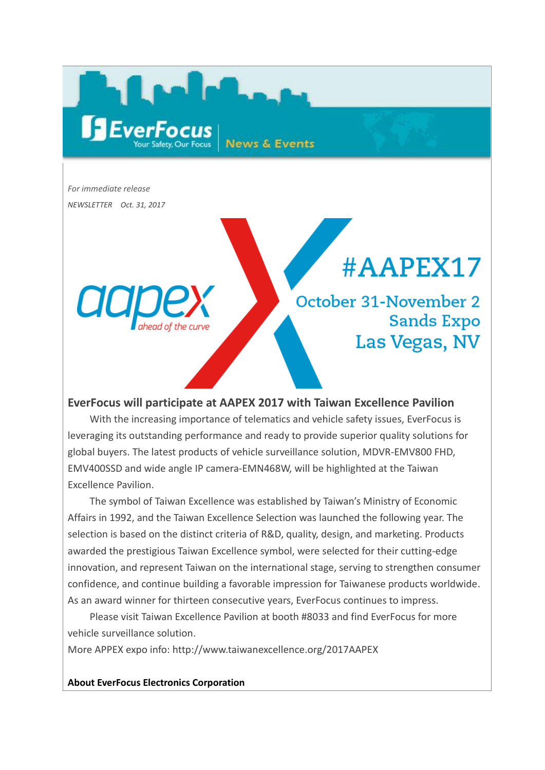EverFocus
Your Safety, Our Focus
News & Events

*For immediate release*

*NEWSLETTER Oct. 31, 2017*

aapex
ahead of the curve

#AAPEX17

October 31-November 2
Sands Expo
Las Vegas, NV

## EverFocus will participate at AAPEX 2017 with Taiwan Excellence Pavilion

With the increasing importance of telematics and vehicle safety issues, EverFocus is leveraging its outstanding performance and ready to provide superior quality solutions for global buyers. The latest products of vehicle surveillance solution, MDVR-EMV800 FHD, EMV400SSD and wide angle IP camera-EMN468W, will be highlighted at the Taiwan Excellence Pavilion.

The symbol of Taiwan Excellence was established by Taiwan's Ministry of Economic Affairs in 1992, and the Taiwan Excellence Selection was launched the following year. The selection is based on the distinct criteria of R&D, quality, design, and marketing. Products awarded the prestigious Taiwan Excellence symbol, were selected for their cutting-edge innovation, and represent Taiwan on the international stage, serving to strengthen consumer confidence, and continue building a favorable impression for Taiwanese products worldwide. As an award winner for thirteen consecutive years, EverFocus continues to impress.

Please visit Taiwan Excellence Pavilion at booth #8033 and find EverFocus for more vehicle surveillance solution.

More APPEX expo info: http://www.taiwanexcellence.org/2017AAPEX

**About EverFocus Electronics Corporation**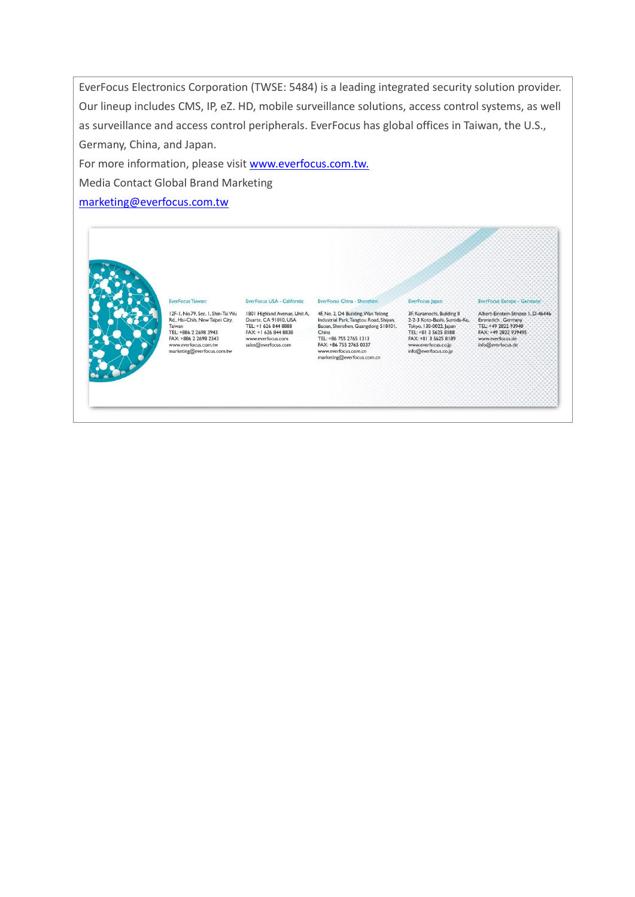EverFocus Electronics Corporation (TWSE: 5484) is a leading integrated security solution provider. Our lineup includes CMS, IP, eZ. HD, mobile surveillance solutions, access control systems, as well as surveillance and access control peripherals. EverFocus has global offices in Taiwan, the U.S., Germany, China, and Japan.

For more information, please visit [www.everfocus.com.tw.](http://www.everfocus.com.tw)

Media Contact Global Brand Marketing

[marketing@everfocus.com.tw](mailto:marketing@everfocus.com.tw)

EverFocus Taiwan:
12F-1, No.79, Sec. 1, Shin-Tai Wu Rd., Hsi-Chih, New Taipei City, Taiwan
TEL: +886 2 2698 3943
FAX: +886 2 2698 2343
www.everfocus.com.tw
marketing@everfocus.com.tw

EverFocus USA - California:
1801 Highland Avenue, Unit A, Duarte, CA 91010, USA
TEL: +1 626 844 8888
FAX: +1 626 844 8838
www.everfocus.com
sales@everfocus.com

EverFocus China - Shenzhen:
4F, No. 2, D4 Building, Wan Yelong Industrial Park, Tangtou Road, Shiyan, Baoan, Shenzhen, Guangdong 518101, China
TEL: +86 755 2765 1313
FAX: +86 755 2765 0337
www.everfocus.com.cn
marketing@everfocus.com.cn

EverFocus Japan:
3F, Kuramochi, Building II
2-2-3 Koto-Bashi, Sumida-Ku, Tokyo, 130-0022, Japan
TEL: +81 3 5625 8188
FAX: +81 3 5625 8189
www.everfocus.co.jp
info@everfocus.co.jp

EverFocus Europe - Germany:
Albert-Einstein-Strasse 1, D-46446 Emmerich , Germany
TEL: +49 2822 93940
FAX: +49 2822 939495
www.everfocus.de
info@everfocus.de